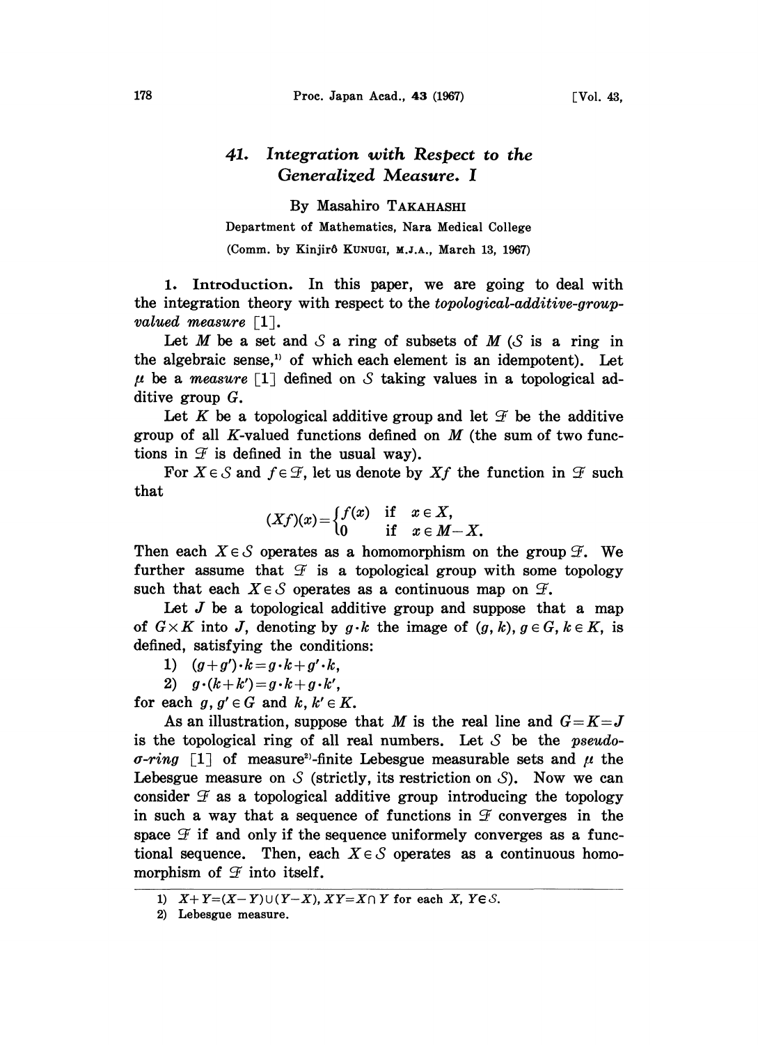# 41. *Integration with Respect to the Generalized Measure. I*

By Masahiro TAKAHASHI

Department of Mathematics, Nara Medical College

(Comm. by Kinjirô KUNUGI, M.J.A., March 13, 1967)

**1. Introduction.** In this paper, we are going to deal with the integration theory with respect to the *topological-additive-group-valued measure* [1].

Let $M$ be a set and $\mathcal{S}$ a ring of subsets of $M$ ($\mathcal{S}$ is a ring in the algebraic sense,[1] of which each element is an idempotent). Let $\mu$ be a *measure* [1] defined on $\mathcal{S}$ taking values in a topological additive group $G$.

Let $K$ be a topological additive group and let $\mathcal{F}$ be the additive group of all $K$-valued functions defined on $M$ (the sum of two functions in $\mathcal{F}$ is defined in the usual way).

For $X \in \mathcal{S}$ and $f \in \mathcal{F}$, let us denote by $Xf$ the function in $\mathcal{F}$ such that

$$(Xf)(x) = \begin{cases} f(x) & \text{if} \quad x \in X, \\ 0 & \text{if} \quad x \in M - X. \end{cases}$$

Then each $X \in \mathcal{S}$ operates as a homomorphism on the group $\mathcal{F}$. We further assume that $\mathcal{F}$ is a topological group with some topology such that each $X \in \mathcal{S}$ operates as a continuous map on $\mathcal{F}$.

Let $J$ be a topological additive group and suppose that a map of $G \times K$ into $J$, denoting by $g \cdot k$ the image of $(g, k)$, $g \in G$, $k \in K$, is defined, satisfying the conditions:

1) $(g + g') \cdot k = g \cdot k + g' \cdot k$,

2) $g \cdot (k + k') = g \cdot k + g \cdot k'$,

for each $g, g' \in G$ and $k, k' \in K$.

As an illustration, suppose that $M$ is the real line and $G = K = J$ is the topological ring of all real numbers. Let $\mathcal{S}$ be the *pseudo-$\sigma$-ring* [1] of measure[2]-finite Lebesgue measurable sets and $\mu$ the Lebesgue measure on $\mathcal{S}$ (strictly, its restriction on $\mathcal{S}$). Now we can consider $\mathcal{F}$ as a topological additive group introducing the topology in such a way that a sequence of functions in $\mathcal{F}$ converges in the space $\mathcal{F}$ if and only if the sequence uniformely converges as a functional sequence. Then, each $X \in \mathcal{S}$ operates as a continuous homomorphism of $\mathcal{F}$ into itself.

---

1) $X + Y = (X - Y) \cup (Y - X)$, $XY = X \cap Y$ for each $X, Y \in \mathcal{S}$.

2) Lebesgue measure.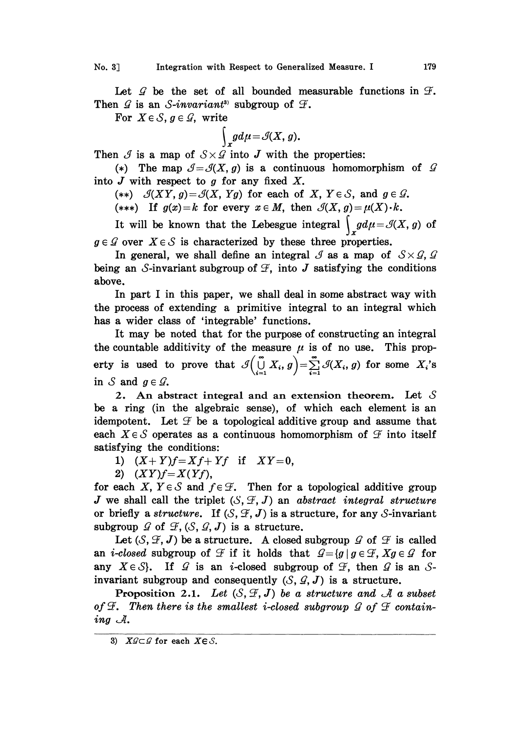Let $\mathcal{G}$ be the set of all bounded measurable functions in $\mathcal{F}$. Then $\mathcal{G}$ is an $\mathcal{S}$-*invariant*[3] subgroup of $\mathcal{F}$.

For $X \in \mathcal{S}$, $g \in \mathcal{G}$, write

$$\int_X g d\mu = \mathcal{J}(X, g).$$

Then $\mathcal{J}$ is a map of $\mathcal{S} \times \mathcal{G}$ into $J$ with the properties:

(\*) The map $\mathcal{J} = \mathcal{J}(X, g)$ is a continuous homomorphism of $\mathcal{G}$ into $J$ with respect to $g$ for any fixed $X$.

(\*\*) $\mathcal{J}(XY, g) = \mathcal{J}(X, Yg)$ for each of $X, Y \in \mathcal{S}$, and $g \in \mathcal{G}$.

(\*\*\*) If $g(x) = k$ for every $x \in M$, then $\mathcal{J}(X, g) = \mu(X) \cdot k$.

It will be known that the Lebesgue integral $\int_X g d\mu = \mathcal{J}(X, g)$ of $g \in \mathcal{G}$ over $X \in \mathcal{S}$ is characterized by these three properties.

In general, we shall define an integral $\mathcal{J}$ as a map of $\mathcal{S} \times \mathcal{G}$, $\mathcal{G}$ being an $\mathcal{S}$-invariant subgroup of $\mathcal{F}$, into $J$ satisfying the conditions above.

In part I in this paper, we shall deal in some abstract way with the process of extending a primitive integral to an integral which has a wider class of 'integrable' functions.

It may be noted that for the purpose of constructing an integral the countable additivity of the measure $\mu$ is of no use. This property is used to prove that $\mathcal{J}\left(\bigcup_{i=1}^{\infty} X_i, g\right) = \sum_{i=1}^{\infty} \mathcal{J}(X_i, g)$ for some $X_i$'s in $\mathcal{S}$ and $g \in \mathcal{G}$.

## 2. An abstract integral and an extension theorem.

Let $\mathcal{S}$ be a ring (in the algebraic sense), of which each element is an idempotent. Let $\mathcal{F}$ be a topological additive group and assume that each $X \in \mathcal{S}$ operates as a continuous homomorphism of $\mathcal{F}$ into itself satisfying the conditions:

1) $(X+Y)f = Xf + Yf$ if $XY = 0$,

2) $(XY)f = X(Yf)$,

for each $X, Y \in \mathcal{S}$ and $f \in \mathcal{F}$. Then for a topological additive group $J$ we shall call the triplet $(\mathcal{S}, \mathcal{F}, J)$ an *abstract integral structure* or briefly a *structure*. If $(\mathcal{S}, \mathcal{F}, J)$ is a structure, for any $\mathcal{S}$-invariant subgroup $\mathcal{G}$ of $\mathcal{F}$, $(\mathcal{S}, \mathcal{G}, J)$ is a structure.

Let $(\mathcal{S}, \mathcal{F}, J)$ be a structure. A closed subgroup $\mathcal{G}$ of $\mathcal{F}$ is called an *i-closed* subgroup of $\mathcal{F}$ if it holds that $\mathcal{G} = \{g \mid g \in \mathcal{F}, Xg \in \mathcal{G}$ for any $X \in \mathcal{S}\}$. If $\mathcal{G}$ is an $i$-closed subgroup of $\mathcal{F}$, then $\mathcal{G}$ is an $\mathcal{S}$-invariant subgroup and consequently $(\mathcal{S}, \mathcal{G}, J)$ is a structure.

**Proposition 2.1.** *Let $(\mathcal{S}, \mathcal{F}, J)$ be a structure and $\mathcal{A}$ a subset of $\mathcal{F}$. Then there is the smallest i-closed subgroup $\mathcal{G}$ of $\mathcal{F}$ containing $\mathcal{A}$.*

---

[3] $X\mathcal{G} \subset \mathcal{G}$ for each $X \in \mathcal{S}$.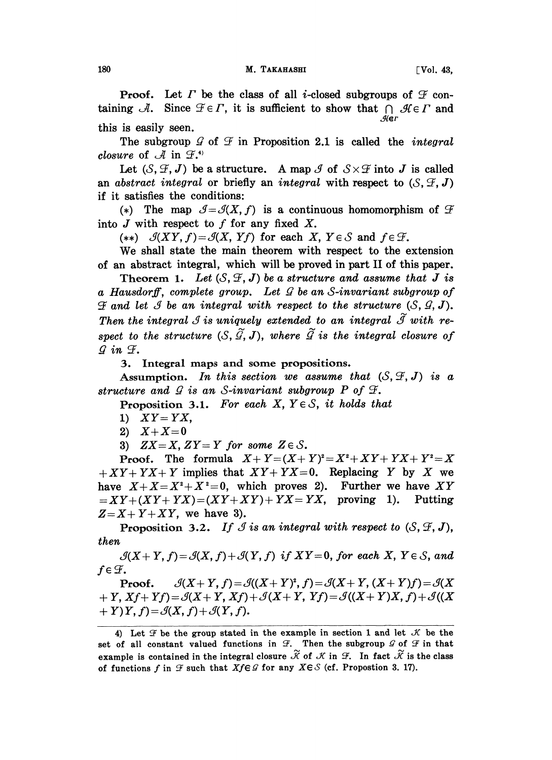**Proof.** Let $\Gamma$ be the class of all $i$-closed subgroups of $\mathcal{F}$ containing $\mathcal{A}$. Since $\mathcal{F} \in \Gamma$, it is sufficient to show that $\bigcap_{\mathcal{H} \in \Gamma} \mathcal{H} \in \Gamma$ and this is easily seen.

The subgroup $\mathcal{G}$ of $\mathcal{F}$ in Proposition 2.1 is called the *integral closure* of $\mathcal{A}$ in $\mathcal{F}$.[4]

Let $(\mathcal{S}, \mathcal{F}, J)$ be a structure. A map $\mathcal{J}$ of $\mathcal{S} \times \mathcal{F}$ into $J$ is called an *abstract integral* or briefly an *integral* with respect to $(\mathcal{S}, \mathcal{F}, J)$ if it satisfies the conditions:

(*) The map $\mathcal{J} = \mathcal{J}(X, f)$ is a continuous homomorphism of $\mathcal{F}$ into $J$ with respect to $f$ for any fixed $X$.

(**) $\mathcal{J}(XY, f) = \mathcal{J}(X, Yf)$ for each $X, Y \in \mathcal{S}$ and $f \in \mathcal{F}$.

We shall state the main theorem with respect to the extension of an abstract integral, which will be proved in part II of this paper.

**Theorem 1.** *Let $(\mathcal{S}, \mathcal{F}, J)$ be a structure and assume that $J$ is a Hausdorff, complete group. Let $\mathcal{G}$ be an $\mathcal{S}$-invariant subgroup of $\mathcal{F}$ and let $\mathcal{J}$ be an integral with respect to the structure $(\mathcal{S}, \mathcal{G}, J)$. Then the integral $\mathcal{J}$ is uniquely extended to an integral $\tilde{\mathcal{J}}$ with respect to the structure $(\mathcal{S}, \tilde{\mathcal{G}}, J)$, where $\tilde{\mathcal{G}}$ is the integral closure of $\mathcal{G}$ in $\mathcal{F}$.*

## 3. Integral maps and some propositions.

**Assumption.** *In this section we assume that $(\mathcal{S}, \mathcal{F}, J)$ is a structure and $\mathcal{G}$ is an $\mathcal{S}$-invariant subgroup $P$ of $\mathcal{F}$.*

**Proposition 3.1.** *For each $X, Y \in \mathcal{S}$, it holds that*

1) $XY = YX$,

2) $X + X = 0$

3) $ZX = X, ZY = Y$ *for some* $Z \in \mathcal{S}$.

**Proof.** The formula $X + Y = (X+Y)^2 = X^2 + XY + YX + Y^2 = X + XY + YX + Y$ implies that $XY + YX = 0$. Replacing $Y$ by $X$ we have $X + X = X^2 + X^2 = 0$, which proves 2). Further we have $XY = XY + (XY + YX) = (XY + XY) + YX = YX$, proving 1). Putting $Z = X + Y + XY$, we have 3).

**Proposition 3.2.** *If $\mathcal{J}$ is an integral with respect to $(\mathcal{S}, \mathcal{F}, J)$, then*

*$\mathcal{J}(X + Y, f) = \mathcal{J}(X, f) + \mathcal{J}(Y, f)$ if $XY = 0$, for each $X, Y \in \mathcal{S}$, and $f \in \mathcal{F}$.*

**Proof.** $\mathcal{J}(X+Y, f) = \mathcal{J}((X+Y)^2, f) = \mathcal{J}(X+Y, (X+Y)f) = \mathcal{J}(X+Y, Xf + Yf) = \mathcal{J}(X+Y, Xf) + \mathcal{J}(X+Y, Yf) = \mathcal{J}((X+Y)X, f) + \mathcal{J}((X+Y)Y, f) = \mathcal{J}(X, f) + \mathcal{J}(Y, f)$.

---

4) Let $\mathcal{F}$ be the group stated in the example in section 1 and let $\mathcal{K}$ be the set of all constant valued functions in $\mathcal{F}$. Then the subgroup $\mathcal{G}$ of $\mathcal{F}$ in that example is contained in the integral closure $\tilde{\mathcal{K}}$ of $\mathcal{K}$ in $\mathcal{F}$. In fact $\tilde{\mathcal{K}}$ is the class of functions $f$ in $\mathcal{F}$ such that $Xf \in \mathcal{G}$ for any $X \in \mathcal{S}$ (cf. Propostion 3. 17).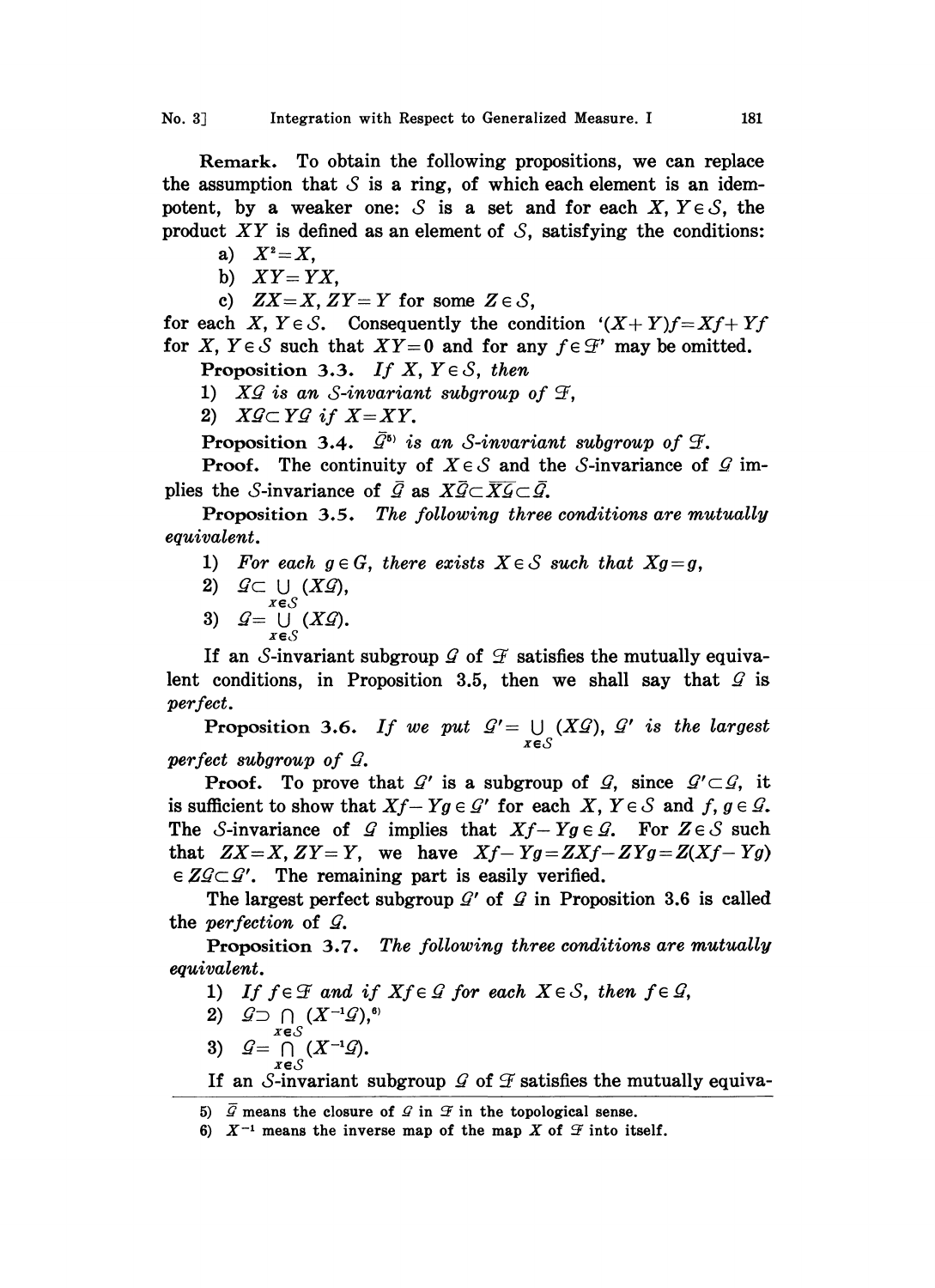**Remark.** To obtain the following propositions, we can replace the assumption that $\mathcal{S}$ is a ring, of which each element is an idempotent, by a weaker one: $\mathcal{S}$ is a set and for each $X, Y \in \mathcal{S}$, the product $XY$ is defined as an element of $\mathcal{S}$, satisfying the conditions:

a) $X^2 = X$,

b) $XY = YX$,

c) $ZX = X, ZY = Y$ for some $Z \in \mathcal{S}$,

for each $X, Y \in \mathcal{S}$. Consequently the condition '$(X+Y)f = Xf + Yf$ for $X, Y \in \mathcal{S}$ such that $XY = 0$ and for any $f \in \mathcal{F}$' may be omitted.

**Proposition 3.3.** *If $X, Y \in \mathcal{S}$, then*

1) *$X\mathcal{G}$ is an $\mathcal{S}$-invariant subgroup of $\mathcal{F}$,*

2) *$X\mathcal{G} \subset Y\mathcal{G}$ if $X = XY$.*

**Proposition 3.4.** *$\bar{\mathcal{G}}$[5] is an $\mathcal{S}$-invariant subgroup of $\mathcal{F}$.*

**Proof.** The continuity of $X \in \mathcal{S}$ and the $\mathcal{S}$-invariance of $\mathcal{G}$ implies the $\mathcal{S}$-invariance of $\bar{\mathcal{G}}$ as $X\bar{\mathcal{G}} \subset \overline{X\mathcal{G}} \subset \bar{\mathcal{G}}$.

**Proposition 3.5.** *The following three conditions are mutually equivalent.*

1) *For each $g \in G$, there exists $X \in \mathcal{S}$ such that $Xg = g$,*

2) $\mathcal{G} \subset \bigcup_{X \in \mathcal{S}} (X\mathcal{G})$,

3) $\mathcal{G} = \bigcup_{X \in \mathcal{S}} (X\mathcal{G})$.

If an $\mathcal{S}$-invariant subgroup $\mathcal{G}$ of $\mathcal{F}$ satisfies the mutually equivalent conditions, in Proposition 3.5, then we shall say that $\mathcal{G}$ is *perfect*.

**Proposition 3.6.** *If we put $\mathcal{G}' = \bigcup_{X \in \mathcal{S}} (X\mathcal{G})$, $\mathcal{G}'$ is the largest perfect subgroup of $\mathcal{G}$.*

**Proof.** To prove that $\mathcal{G}'$ is a subgroup of $\mathcal{G}$, since $\mathcal{G}' \subset \mathcal{G}$, it is sufficient to show that $Xf - Yg \in \mathcal{G}'$ for each $X, Y \in \mathcal{S}$ and $f, g \in \mathcal{G}$. The $\mathcal{S}$-invariance of $\mathcal{G}$ implies that $Xf - Yg \in \mathcal{G}$. For $Z \in \mathcal{S}$ such that $ZX = X, ZY = Y$, we have $Xf - Yg = ZXf - ZYg = Z(Xf - Yg) \in Z\mathcal{G} \subset \mathcal{G}'$. The remaining part is easily verified.

The largest perfect subgroup $\mathcal{G}'$ of $\mathcal{G}$ in Proposition 3.6 is called the *perfection* of $\mathcal{G}$.

**Proposition 3.7.** *The following three conditions are mutually equivalent.*

1) *If $f \in \mathcal{F}$ and if $Xf \in \mathcal{G}$ for each $X \in \mathcal{S}$, then $f \in \mathcal{G}$,*

2) $\mathcal{G} \supset \bigcap_{X \in \mathcal{S}} (X^{-1}\mathcal{G})$,[6]

3) $\mathcal{G} = \bigcap_{X \in \mathcal{S}} (X^{-1}\mathcal{G})$.

If an $\mathcal{S}$-invariant subgroup $\mathcal{G}$ of $\mathcal{F}$ satisfies the mutually equiva-

---

5) $\bar{\mathcal{G}}$ means the closure of $\mathcal{G}$ in $\mathcal{F}$ in the topological sense.

6) $X^{-1}$ means the inverse map of the map $X$ of $\mathcal{F}$ into itself.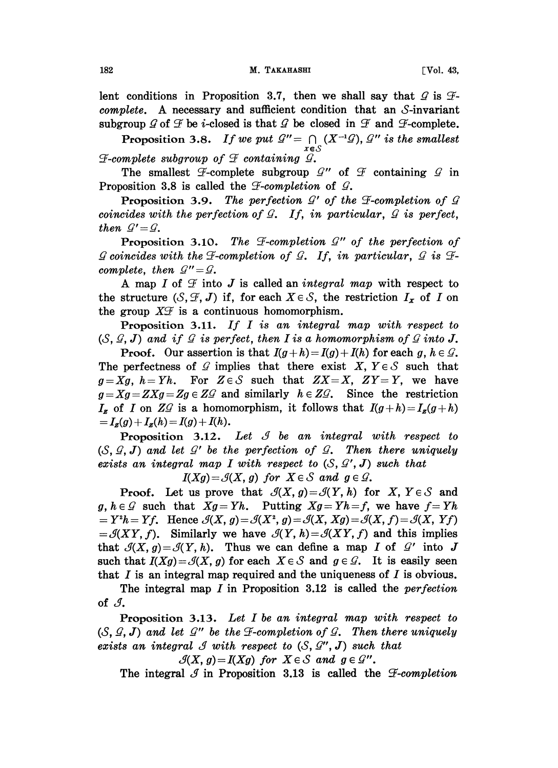lent conditions in Proposition 3.7, then we shall say that $\mathcal{G}$ is $\mathcal{F}$-*complete*. A necessary and sufficient condition that an $\mathcal{S}$-invariant subgroup $\mathcal{G}$ of $\mathcal{F}$ be *i*-closed is that $\mathcal{G}$ be closed in $\mathcal{F}$ and $\mathcal{F}$-complete.

**Proposition 3.8.** *If we put* $\mathcal{G}'' = \bigcap_{X \in \mathcal{S}} (X^{-1}\mathcal{G})$, $\mathcal{G}''$ *is the smallest* $\mathcal{F}$-*complete subgroup of* $\mathcal{F}$ *containing* $\mathcal{G}$.

The smallest $\mathcal{F}$-complete subgroup $\mathcal{G}''$ of $\mathcal{F}$ containing $\mathcal{G}$ in Proposition 3.8 is called the $\mathcal{F}$-*completion* of $\mathcal{G}$.

**Proposition 3.9.** *The perfection* $\mathcal{G}'$ *of the* $\mathcal{F}$-*completion of* $\mathcal{G}$ *coincides with the perfection of* $\mathcal{G}$. *If, in particular,* $\mathcal{G}$ *is perfect, then* $\mathcal{G}' = \mathcal{G}$.

**Proposition 3.10.** *The* $\mathcal{F}$-*completion* $\mathcal{G}''$ *of the perfection of* $\mathcal{G}$ *coincides with the* $\mathcal{F}$-*completion of* $\mathcal{G}$. *If, in particular,* $\mathcal{G}$ *is* $\mathcal{F}$-*complete, then* $\mathcal{G}'' = \mathcal{G}$.

A map $I$ of $\mathcal{F}$ into $J$ is called an *integral map* with respect to the structure $(\mathcal{S}, \mathcal{F}, J)$ if, for each $X \in \mathcal{S}$, the restriction $I_X$ of $I$ on the group $X\mathcal{F}$ is a continuous homomorphism.

**Proposition 3.11.** *If* $I$ *is an integral map with respect to* $(\mathcal{S}, \mathcal{G}, J)$ *and if* $\mathcal{G}$ *is perfect, then* $I$ *is a homomorphism of* $\mathcal{G}$ *into* $J$.

**Proof.** Our assertion is that $I(g+h) = I(g) + I(h)$ for each $g, h \in \mathcal{G}$. The perfectness of $\mathcal{G}$ implies that there exist $X, Y \in \mathcal{S}$ such that $g = Xg$, $h = Yh$. For $Z \in \mathcal{S}$ such that $ZX = X$, $ZY = Y$, we have $g = Xg = ZXg = Zg \in Z\mathcal{G}$ and similarly $h \in Z\mathcal{G}$. Since the restriction $I_Z$ of $I$ on $Z\mathcal{G}$ is a homomorphism, it follows that $I(g+h) = I_Z(g+h) = I_Z(g) + I_Z(h) = I(g) + I(h)$.

**Proposition 3.12.** *Let* $\mathcal{J}$ *be an integral with respect to* $(\mathcal{S}, \mathcal{G}, J)$ *and let* $\mathcal{G}'$ *be the perfection of* $\mathcal{G}$. *Then there uniquely exists an integral map* $I$ *with respect to* $(\mathcal{S}, \mathcal{G}', J)$ *such that*

$$I(Xg) = \mathcal{J}(X, g) \text{ for } X \in \mathcal{S} \text{ and } g \in \mathcal{G}.$$

**Proof.** Let us prove that $\mathcal{J}(X, g) = \mathcal{J}(Y, h)$ for $X, Y \in \mathcal{S}$ and $g, h \in \mathcal{G}$ such that $Xg = Yh$. Putting $Xg = Yh = f$, we have $f = Yh = Y^2h = Yf$. Hence $\mathcal{J}(X, g) = \mathcal{J}(X^2, g) = \mathcal{J}(X, Xg) = \mathcal{J}(X, f) = \mathcal{J}(X, Yf) = \mathcal{J}(XY, f)$. Similarly we have $\mathcal{J}(Y, h) = \mathcal{J}(XY, f)$ and this implies that $\mathcal{J}(X, g) = \mathcal{J}(Y, h)$. Thus we can define a map $I$ of $\mathcal{G}'$ into $J$ such that $I(Xg) = \mathcal{J}(X, g)$ for each $X \in \mathcal{S}$ and $g \in \mathcal{G}$. It is easily seen that $I$ is an integral map required and the uniqueness of $I$ is obvious.

The integral map $I$ in Proposition 3.12 is called the *perfection* of $\mathcal{J}$.

**Proposition 3.13.** *Let* $I$ *be an integral map with respect to* $(\mathcal{S}, \mathcal{G}, J)$ *and let* $\mathcal{G}''$ *be the* $\mathcal{F}$-*completion of* $\mathcal{G}$. *Then there uniquely exists an integral* $\mathcal{J}$ *with respect to* $(\mathcal{S}, \mathcal{G}'', J)$ *such that*

$$\mathcal{J}(X, g) = I(Xg) \text{ for } X \in \mathcal{S} \text{ and } g \in \mathcal{G}''.$$

The integral $\mathcal{J}$ in Proposition 3.13 is called the $\mathcal{F}$-*completion*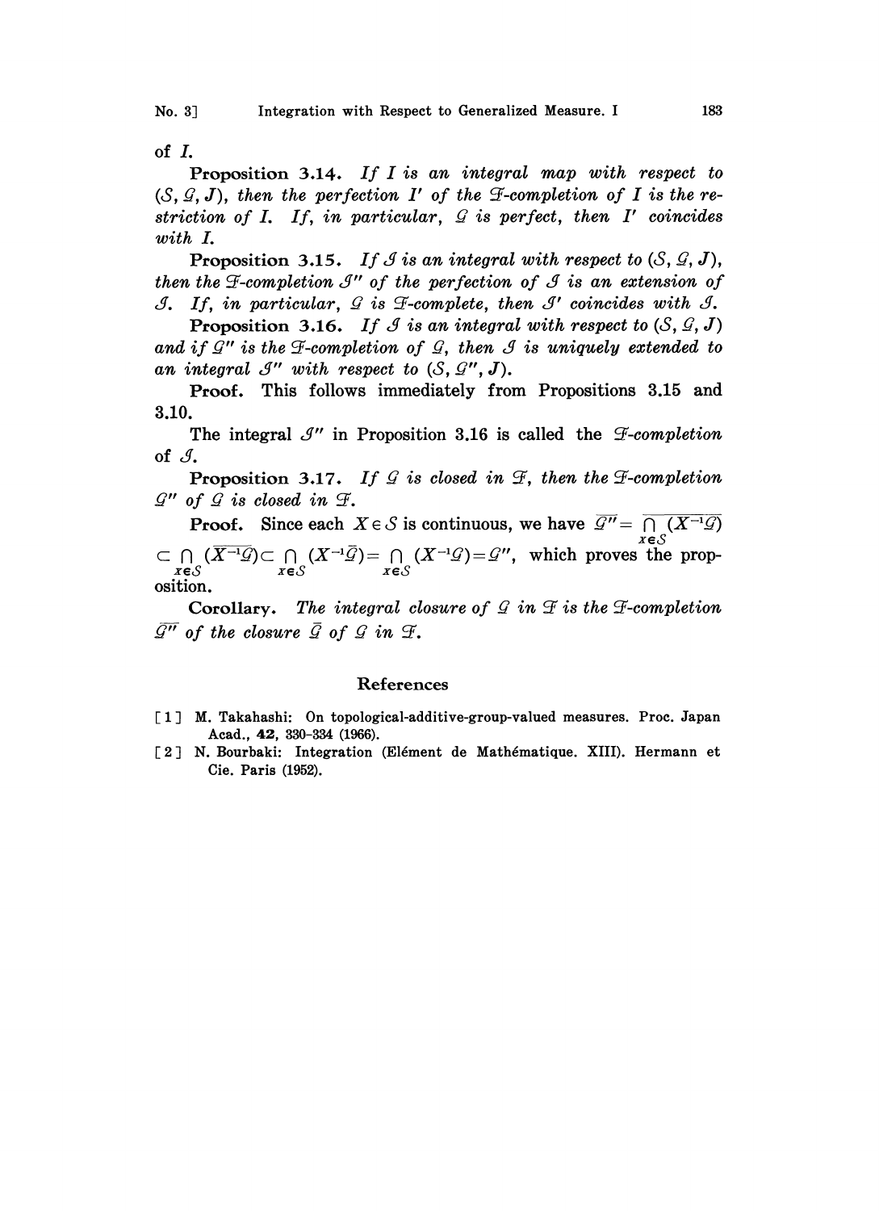of $I$.

**Proposition 3.14.** *If $I$ is an integral map with respect to $(\mathcal{S}, \mathcal{G}, J)$, then the perfection $I'$ of the $\mathcal{F}$-completion of $I$ is the restriction of $I$. If, in particular, $\mathcal{G}$ is perfect, then $I'$ coincides with $I$.*

**Proposition 3.15.** *If $\mathcal{I}$ is an integral with respect to $(\mathcal{S}, \mathcal{G}, J)$, then the $\mathcal{F}$-completion $\mathcal{I}''$ of the perfection of $\mathcal{I}$ is an extension of $\mathcal{I}$. If, in particular, $\mathcal{G}$ is $\mathcal{F}$-complete, then $\mathcal{I}'$ coincides with $\mathcal{I}$.*

**Proposition 3.16.** *If $\mathcal{I}$ is an integral with respect to $(\mathcal{S}, \mathcal{G}, J)$ and if $\mathcal{G}''$ is the $\mathcal{F}$-completion of $\mathcal{G}$, then $\mathcal{I}$ is uniquely extended to an integral $\mathcal{I}''$ with respect to $(\mathcal{S}, \mathcal{G}'', J)$.*

**Proof.** This follows immediately from Propositions 3.15 and 3.10.

The integral $\mathcal{I}''$ in Proposition 3.16 is called the *$\mathcal{F}$-completion* of $\mathcal{I}$.

**Proposition 3.17.** *If $\mathcal{G}$ is closed in $\mathcal{F}$, then the $\mathcal{F}$-completion $\mathcal{G}''$ of $\mathcal{G}$ is closed in $\mathcal{F}$.*

**Proof.** Since each $X \in \mathcal{S}$ is continuous, we have $\overline{\mathcal{G}''} = \overline{\bigcap_{X \in \mathcal{S}} (X^{-1}\mathcal{G})} \subset \bigcap_{X \in \mathcal{S}} (\overline{X^{-1}\mathcal{G}}) \subset \bigcap_{X \in \mathcal{S}} (X^{-1}\overline{\mathcal{G}}) = \bigcap_{X \in \mathcal{S}} (X^{-1}\mathcal{G}) = \mathcal{G}''$, which proves the proposition.

**Corollary.** *The integral closure of $\mathcal{G}$ in $\mathcal{F}$ is the $\mathcal{F}$-completion $\overline{\mathcal{G}}''$ of the closure $\overline{\mathcal{G}}$ of $\mathcal{G}$ in $\mathcal{F}$.*

## References

[1] M. Takahashi: On topological-additive-group-valued measures. Proc. Japan Acad., **42**, 330–334 (1966).

[2] N. Bourbaki: Integration (Elément de Mathématique. XIII). Hermann et Cie. Paris (1952).